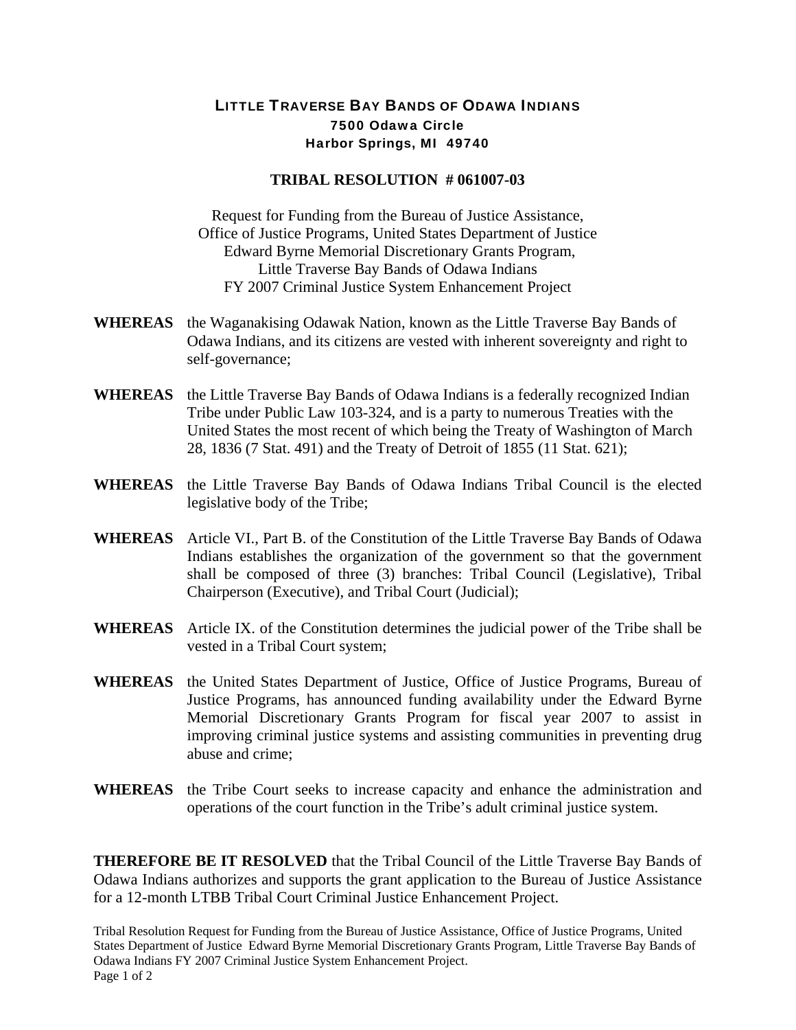# LITTLE TRAVERSE BAY BANDS OF ODAWA INDIANS

**7500 Odawa Circle**
**Harbor Springs, MI 49740**

## TRIBAL RESOLUTION # 061007-03

Request for Funding from the Bureau of Justice Assistance,
Office of Justice Programs, United States Department of Justice
Edward Byrne Memorial Discretionary Grants Program,
Little Traverse Bay Bands of Odawa Indians
FY 2007 Criminal Justice System Enhancement Project

**WHEREAS** the Waganakising Odawak Nation, known as the Little Traverse Bay Bands of Odawa Indians, and its citizens are vested with inherent sovereignty and right to self-governance;

**WHEREAS** the Little Traverse Bay Bands of Odawa Indians is a federally recognized Indian Tribe under Public Law 103-324, and is a party to numerous Treaties with the United States the most recent of which being the Treaty of Washington of March 28, 1836 (7 Stat. 491) and the Treaty of Detroit of 1855 (11 Stat. 621);

**WHEREAS** the Little Traverse Bay Bands of Odawa Indians Tribal Council is the elected legislative body of the Tribe;

**WHEREAS** Article VI., Part B. of the Constitution of the Little Traverse Bay Bands of Odawa Indians establishes the organization of the government so that the government shall be composed of three (3) branches: Tribal Council (Legislative), Tribal Chairperson (Executive), and Tribal Court (Judicial);

**WHEREAS** Article IX. of the Constitution determines the judicial power of the Tribe shall be vested in a Tribal Court system;

**WHEREAS** the United States Department of Justice, Office of Justice Programs, Bureau of Justice Programs, has announced funding availability under the Edward Byrne Memorial Discretionary Grants Program for fiscal year 2007 to assist in improving criminal justice systems and assisting communities in preventing drug abuse and crime;

**WHEREAS** the Tribe Court seeks to increase capacity and enhance the administration and operations of the court function in the Tribe's adult criminal justice system.

**THEREFORE BE IT RESOLVED** that the Tribal Council of the Little Traverse Bay Bands of Odawa Indians authorizes and supports the grant application to the Bureau of Justice Assistance for a 12-month LTBB Tribal Court Criminal Justice Enhancement Project.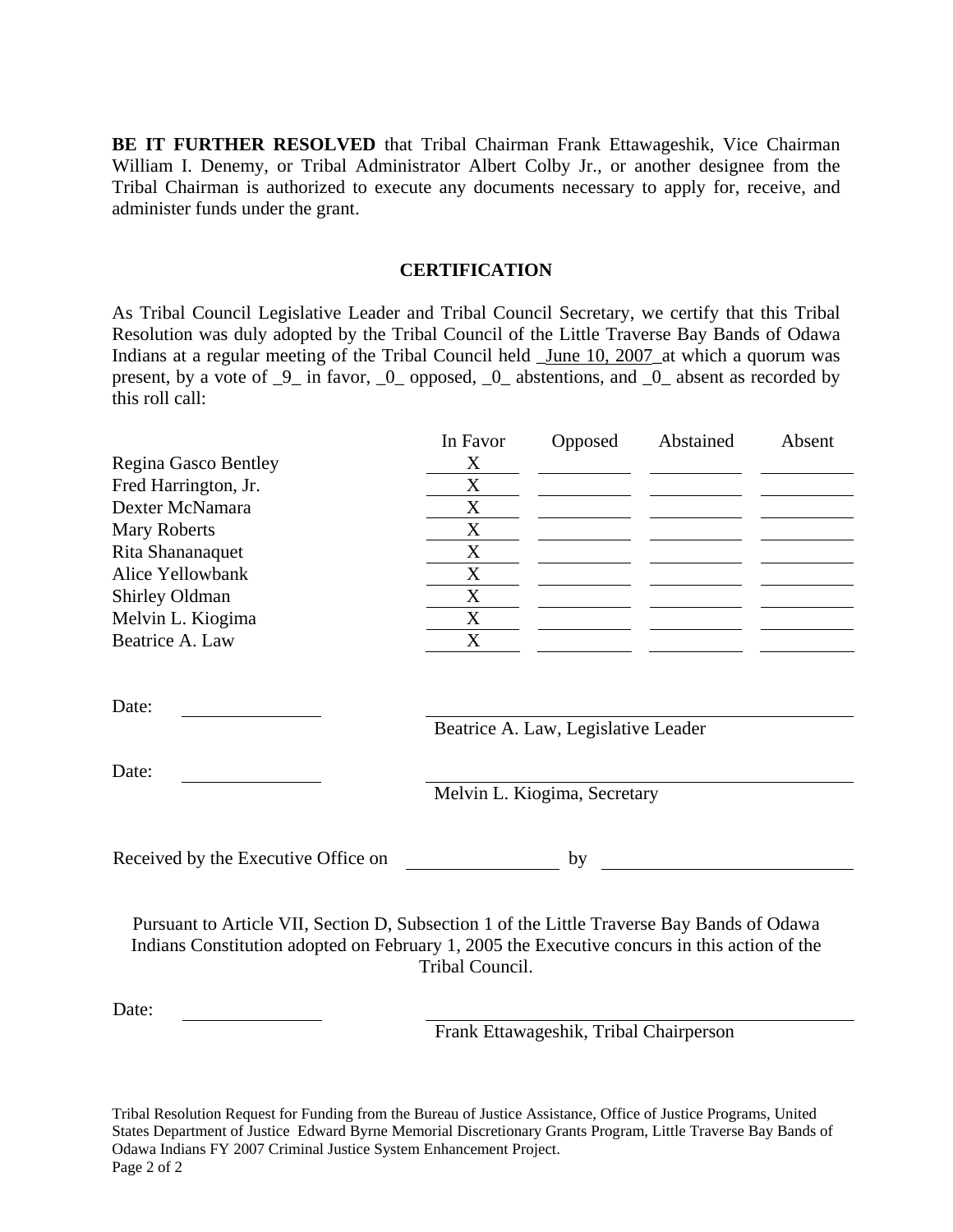**BE IT FURTHER RESOLVED** that Tribal Chairman Frank Ettawageshik, Vice Chairman William I. Denemy, or Tribal Administrator Albert Colby Jr., or another designee from the Tribal Chairman is authorized to execute any documents necessary to apply for, receive, and administer funds under the grant.

## CERTIFICATION

As Tribal Council Legislative Leader and Tribal Council Secretary, we certify that this Tribal Resolution was duly adopted by the Tribal Council of the Little Traverse Bay Bands of Odawa Indians at a regular meeting of the Tribal Council held _June 10, 2007_ at which a quorum was present, by a vote of _9_ in favor, _0_ opposed, _0_ abstentions, and _0_ absent as recorded by this roll call:

| | In Favor | Opposed | Abstained | Absent |
|---|---|---|---|---|
| Regina Gasco Bentley | X | | | |
| Fred Harrington, Jr. | X | | | |
| Dexter McNamara | X | | | |
| Mary Roberts | X | | | |
| Rita Shananaquet | X | | | |
| Alice Yellowbank | X | | | |
| Shirley Oldman | X | | | |
| Melvin L. Kiogima | X | | | |
| Beatrice A. Law | X | | | |

Date: ______________

Beatrice A. Law, Legislative Leader

Date: ______________

Melvin L. Kiogima, Secretary

Received by the Executive Office on ______________ by ______________________

Pursuant to Article VII, Section D, Subsection 1 of the Little Traverse Bay Bands of Odawa Indians Constitution adopted on February 1, 2005 the Executive concurs in this action of the Tribal Council.

Date: ______________

Frank Ettawageshik, Tribal Chairperson

Tribal Resolution Request for Funding from the Bureau of Justice Assistance, Office of Justice Programs, United States Department of Justice Edward Byrne Memorial Discretionary Grants Program, Little Traverse Bay Bands of Odawa Indians FY 2007 Criminal Justice System Enhancement Project.